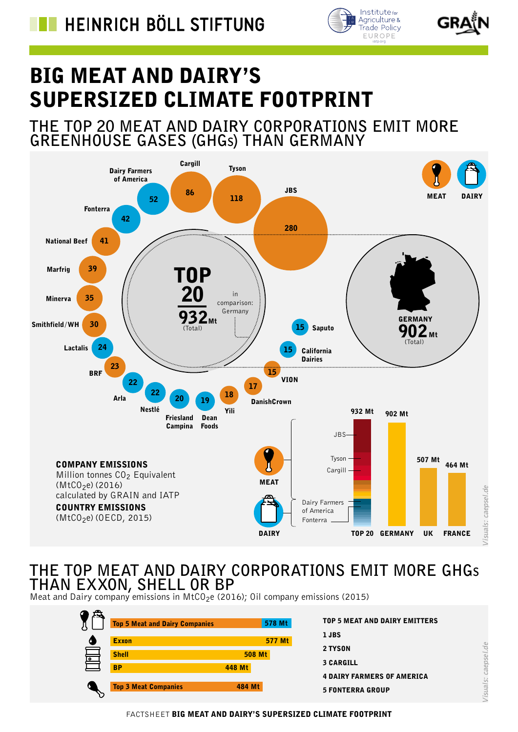HEINRICH BÖLL STIFTUNG | Institute for Agriculture & Trade Policy EUROPE | GRAIN

# BIG MEAT AND DAIRY'S SUPERSIZED CLIMATE FOOTPRINT

## THE TOP 20 MEAT AND DAIRY CORPORATIONS EMIT MORE GREENHOUSE GASES (GHGs) THAN GERMANY

MEAT | DAIRY

| Company | Type | Emissions (Mt) |
|---|---|---|
| JBS | Meat | 280 |
| Tyson | Meat | 118 |
| Cargill | Meat | 86 |
| Dairy Farmers of America | Dairy | 52 |
| Fonterra | Dairy | 42 |
| National Beef | Meat | 41 |
| Marfrig | Meat | 39 |
| Minerva | Meat | 35 |
| Smithfield/WH | Meat | 30 |
| Lactalis | Dairy | 24 |
| BRF | Meat | 23 |
| Arla | Dairy | 22 |
| Nestlé | Dairy | 22 |
| Friesland Campina | Dairy | 20 |
| Dean Foods | Dairy | 19 |
| Yili | Meat | 18 |
| DanishCrown | Meat | 17 |
| VION | Meat | 15 |
| California Dairies | Dairy | 15 |
| Saputo | Dairy | 15 |

**TOP 20: 932 Mt** (Total) — in comparison: Germany

**GERMANY 902 Mt** (Total)

| TOP 20 | GERMANY | UK | FRANCE |
|---|---|---|---|
| 932 Mt | 902 Mt | 507 Mt | 464 Mt |

TOP 20 breakdown: MEAT (JBS, Tyson, Cargill); DAIRY (Dairy Farmers of America, Fonterra)

**COMPANY EMISSIONS**
Million tonnes $CO_2$ Equivalent ($MtCO_2e$) (2016)
calculated by GRAIN and IATP

**COUNTRY EMISSIONS**
($MtCO_2e$) (OECD, 2015)

## THE TOP MEAT AND DAIRY CORPORATIONS EMIT MORE GHGs THAN EXXON, SHELL OR BP

Meat and Dairy company emissions in $MtCO_2e$ (2016); Oil company emissions (2015)

| | Emissions |
|---|---|
| Top 5 Meat and Dairy Companies | 578 Mt |
| Exxon | 577 Mt |
| Shell | 508 Mt |
| BP | 448 Mt |
| Top 3 Meat Companies | 484 Mt |

**TOP 5 MEAT AND DAIRY EMITTERS**

1. JBS
2. TYSON
3. CARGILL
4. DAIRY FARMERS OF AMERICA
5. FONTERRA GROUP

*Visuals: caepsel.de*

FACTSHEET **BIG MEAT AND DAIRY'S SUPERSIZED CLIMATE FOOTPRINT**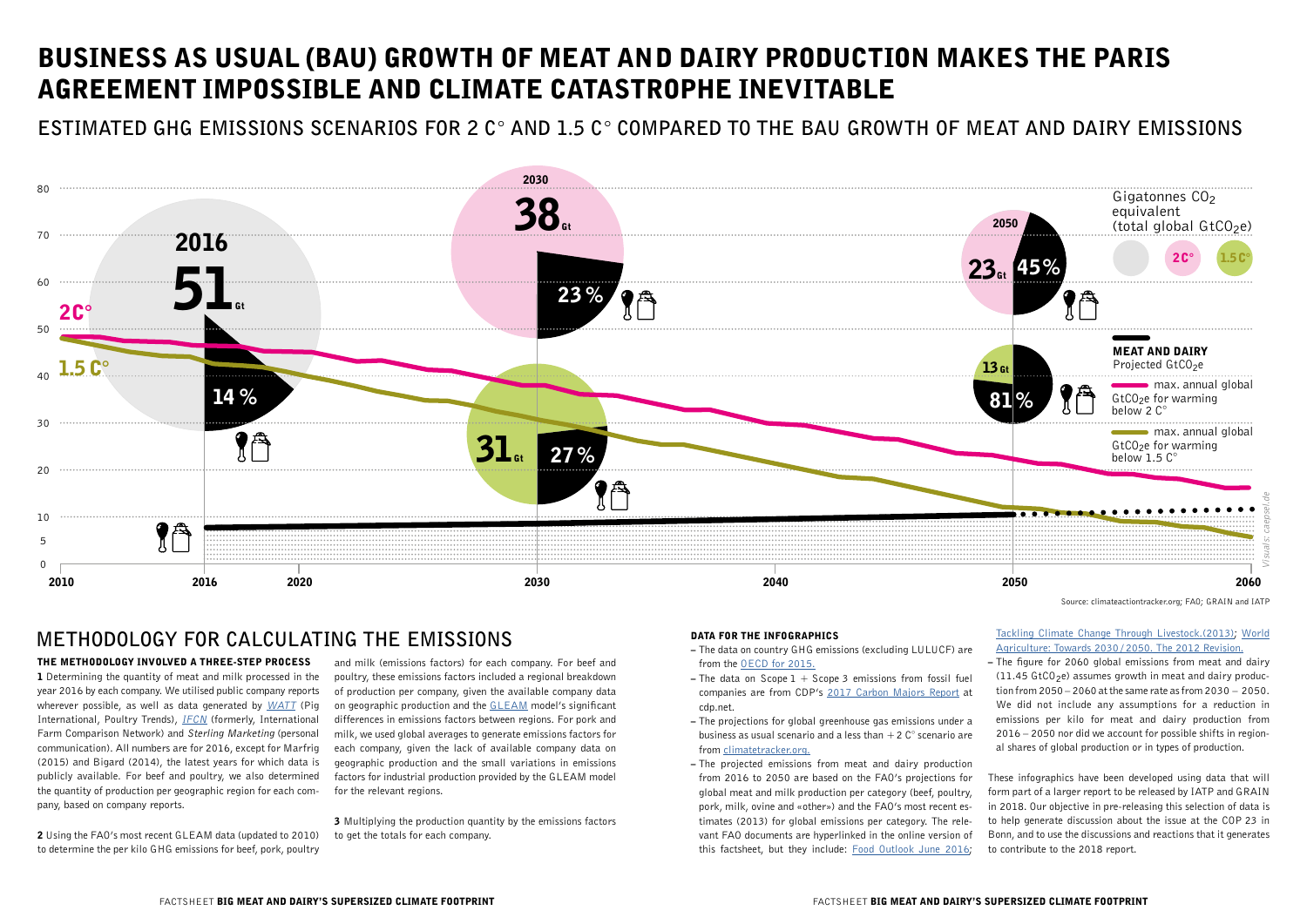# BUSINESS AS USUAL (BAU) GROWTH OF MEAT AND DAIRY PRODUCTION MAKES THE PARIS AGREEMENT IMPOSSIBLE AND CLIMATE CATASTROPHE INEVITABLE

## ESTIMATED GHG EMISSIONS SCENARIOS FOR 2 C° AND 1.5 C° COMPARED TO THE BAU GROWTH OF MEAT AND DAIRY EMISSIONS

2016: 51 Gt — 14 %

2030: 38 Gt — 23 % (2C°); 31 Gt — 27 % (1.5C°)

2050: 23 Gt — 45 % (2C°); 13 Gt — 81 % (1.5C°)

Gigatonnes $CO_2$ equivalent (total global $GtCO_2e$) — 2C° — 1.5C°

**MEAT AND DAIRY** Projected $GtCO_2e$

max. annual global $GtCO_2e$ for warming below 2 C°

max. annual global $GtCO_2e$ for warming below 1.5 C°

Visuals: caepsel.de

Source: climateactiontracker.org; FAO; GRAIN and IATP

## METHODOLOGY FOR CALCULATING THE EMISSIONS

### THE METHODOLOGY INVOLVED A THREE-STEP PROCESS

**1** Determining the quantity of meat and milk processed in the year 2016 by each company. We utilised public company reports wherever possible, as well as data generated by *WATT* (Pig International, Poultry Trends), *IFCN* (formerly, International Farm Comparison Network) and *Sterling Marketing* (personal communication). All numbers are for 2016, except for Marfrig (2015) and Bigard (2014), the latest years for which data is publicly available. For beef and poultry, we also determined the quantity of production per geographic region for each company, based on company reports.

**2** Using the FAO's most recent GLEAM data (updated to 2010) to determine the per kilo GHG emissions for beef, pork, poultry and milk (emissions factors) for each company. For beef and poultry, these emissions factors included a regional breakdown of production per company, given the available company data on geographic production and the GLEAM model's significant differences in emissions factors between regions. For pork and milk, we used global averages to generate emissions factors for each company, given the lack of available company data on geographic production and the small variations in emissions factors for industrial production provided by the GLEAM model for the relevant regions.

**3** Multiplying the production quantity by the emissions factors to get the totals for each company.

### DATA FOR THE INFOGRAPHICS

- The data on country GHG emissions (excluding LULUCF) are from the OECD for 2015.
- The data on Scope 1 + Scope 3 emissions from fossil fuel companies are from CDP's 2017 Carbon Majors Report at cdp.net.
- The projections for global greenhouse gas emissions under a business as usual scenario and a less than +2 C° scenario are from climatetracker.org.
- The projected emissions from meat and dairy production from 2016 to 2050 are based on the FAO's projections for global meat and milk production per category (beef, poultry, pork, milk, ovine and «other») and the FAO's most recent estimates (2013) for global emissions per category. The relevant FAO documents are hyperlinked in the online version of this factsheet, but they include: Food Outlook June 2016; Tackling Climate Change Through Livestock.(2013); World Agriculture: Towards 2030/2050. The 2012 Revision.
- The figure for 2060 global emissions from meat and dairy (11.45 $GtCO_2e$) assumes growth in meat and dairy production from 2050 – 2060 at the same rate as from 2030 – 2050. We did not include any assumptions for a reduction in emissions per kilo for meat and dairy production from 2016 – 2050 nor did we account for possible shifts in regional shares of global production or in types of production.

These infographics have been developed using data that will form part of a larger report to be released by IATP and GRAIN in 2018. Our objective in pre-releasing this selection of data is to help generate discussion about the issue at the COP 23 in Bonn, and to use the discussions and reactions that it generates to contribute to the 2018 report.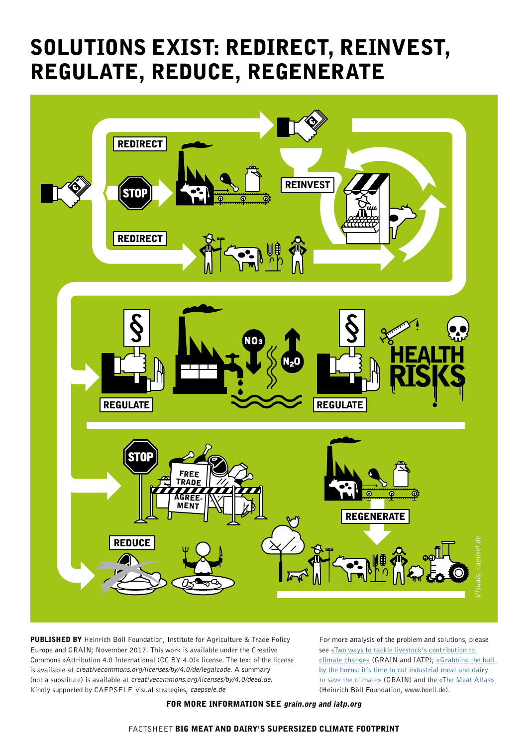# SOLUTIONS EXIST: REDIRECT, REINVEST, REGULATE, REDUCE, REGENERATE

REDIRECT

STOP

REDIRECT

REINVEST

REGULATE

$NO_3$

$N_2O$

REGULATE

HEALTH RISKS

STOP

FREE TRADE AGREEMENT

REGENERATE

REDUCE

*Visuals: caepsel.de*

**PUBLISHED BY** Heinrich Böll Foundation, Institute for Agriculture & Trade Policy Europe and GRAIN; November 2017. This work is available under the Creative Commons »Attribution 4.0 International (CC BY 4.0)« license. The text of the license is available at *creativecommons.org/licenses/by/4.0/de/legalcode*. A summary (not a substitute) is available at *creativecommons.org/licenses/by/4.0/deed.de*. Kindly supported by CAEPSELE_visual strategies, *caepsele.de*

For more analysis of the problem and solutions, please see «Two ways to tackle livestock's contribution to climate change» (GRAIN and IATP); «Grabbing the bull by the horns: it's time to cut industrial meat and dairy to save the climate» (GRAIN) and the «The Meat Atlas» (Heinrich Böll Foundation, www.boell.de).

**FOR MORE INFORMATION SEE *grain.org and iatp.org***